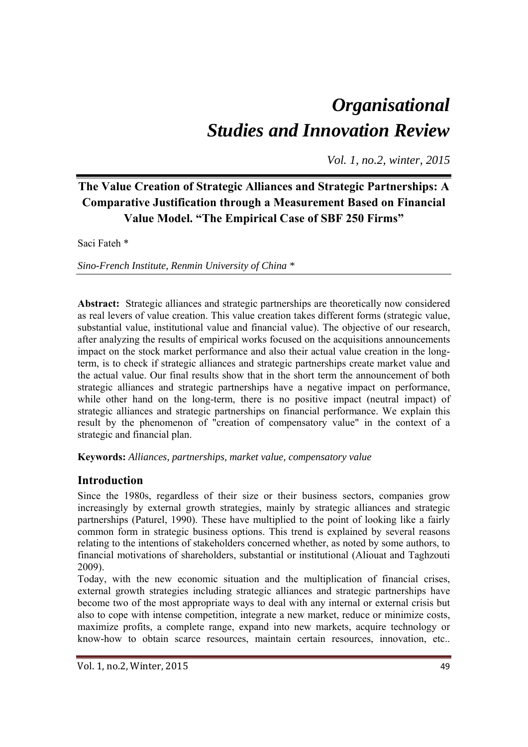# *Organisational Studies and Innovation Review*

*Vol. 1, no.2, winter, 2015*

## The Value Creation of Strategic Alliances and Strategic Partnerships: A Comparative Justification through a Measurement Based on Financial Value Model. "The Empirical Case of SBF 250 Firms"

Saci Fateh *

*Sino-French Institute, Renmin University of China* *

**Abstract:** Strategic alliances and strategic partnerships are theoretically now considered as real levers of value creation. This value creation takes different forms (strategic value, substantial value, institutional value and financial value). The objective of our research, after analyzing the results of empirical works focused on the acquisitions announcements impact on the stock market performance and also their actual value creation in the long-term, is to check if strategic alliances and strategic partnerships create market value and the actual value. Our final results show that in the short term the announcement of both strategic alliances and strategic partnerships have a negative impact on performance, while other hand on the long-term, there is no positive impact (neutral impact) of strategic alliances and strategic partnerships on financial performance. We explain this result by the phenomenon of "creation of compensatory value" in the context of a strategic and financial plan.

**Keywords:** *Alliances, partnerships, market value, compensatory value*

## Introduction

Since the 1980s, regardless of their size or their business sectors, companies grow increasingly by external growth strategies, mainly by strategic alliances and strategic partnerships (Paturel, 1990). These have multiplied to the point of looking like a fairly common form in strategic business options. This trend is explained by several reasons relating to the intentions of stakeholders concerned whether, as noted by some authors, to financial motivations of shareholders, substantial or institutional (Aliouat and Taghzouti 2009).

Today, with the new economic situation and the multiplication of financial crises, external growth strategies including strategic alliances and strategic partnerships have become two of the most appropriate ways to deal with any internal or external crisis but also to cope with intense competition, integrate a new market, reduce or minimize costs, maximize profits, a complete range, expand into new markets, acquire technology or know-how to obtain scarce resources, maintain certain resources, innovation, etc..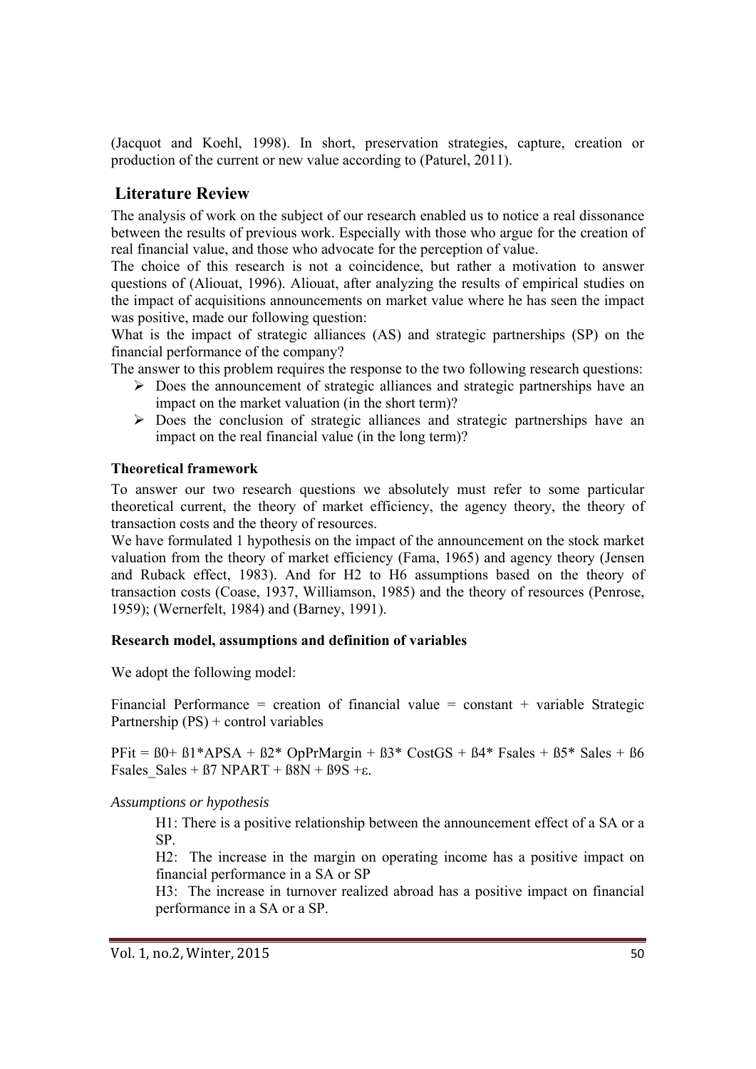(Jacquot and Koehl, 1998). In short, preservation strategies, capture, creation or production of the current or new value according to (Paturel, 2011).

## Literature Review

The analysis of work on the subject of our research enabled us to notice a real dissonance between the results of previous work. Especially with those who argue for the creation of real financial value, and those who advocate for the perception of value.

The choice of this research is not a coincidence, but rather a motivation to answer questions of (Aliouat, 1996). Aliouat, after analyzing the results of empirical studies on the impact of acquisitions announcements on market value where he has seen the impact was positive, made our following question:

What is the impact of strategic alliances (AS) and strategic partnerships (SP) on the financial performance of the company?

The answer to this problem requires the response to the two following research questions:

- Does the announcement of strategic alliances and strategic partnerships have an impact on the market valuation (in the short term)?
- Does the conclusion of strategic alliances and strategic partnerships have an impact on the real financial value (in the long term)?

### Theoretical framework

To answer our two research questions we absolutely must refer to some particular theoretical current, the theory of market efficiency, the agency theory, the theory of transaction costs and the theory of resources.

We have formulated 1 hypothesis on the impact of the announcement on the stock market valuation from the theory of market efficiency (Fama, 1965) and agency theory (Jensen and Ruback effect, 1983). And for H2 to H6 assumptions based on the theory of transaction costs (Coase, 1937, Williamson, 1985) and the theory of resources (Penrose, 1959); (Wernerfelt, 1984) and (Barney, 1991).

### Research model, assumptions and definition of variables

We adopt the following model:

Financial Performance = creation of financial value = constant + variable Strategic Partnership (PS) + control variables

$$PFit = \beta 0 + \beta 1 * APSA + \beta 2 * OpPrMargin + \beta 3 * CostGS + \beta 4 * Fsales + \beta 5 * Sales + \beta 6\ Fsales\_Sales + \beta 7\ NPART + \beta 8 N + \beta 9 S + \varepsilon.$$

*Assumptions or hypothesis*

H1: There is a positive relationship between the announcement effect of a SA or a SP.

H2: The increase in the margin on operating income has a positive impact on financial performance in a SA or SP

H3: The increase in turnover realized abroad has a positive impact on financial performance in a SA or a SP.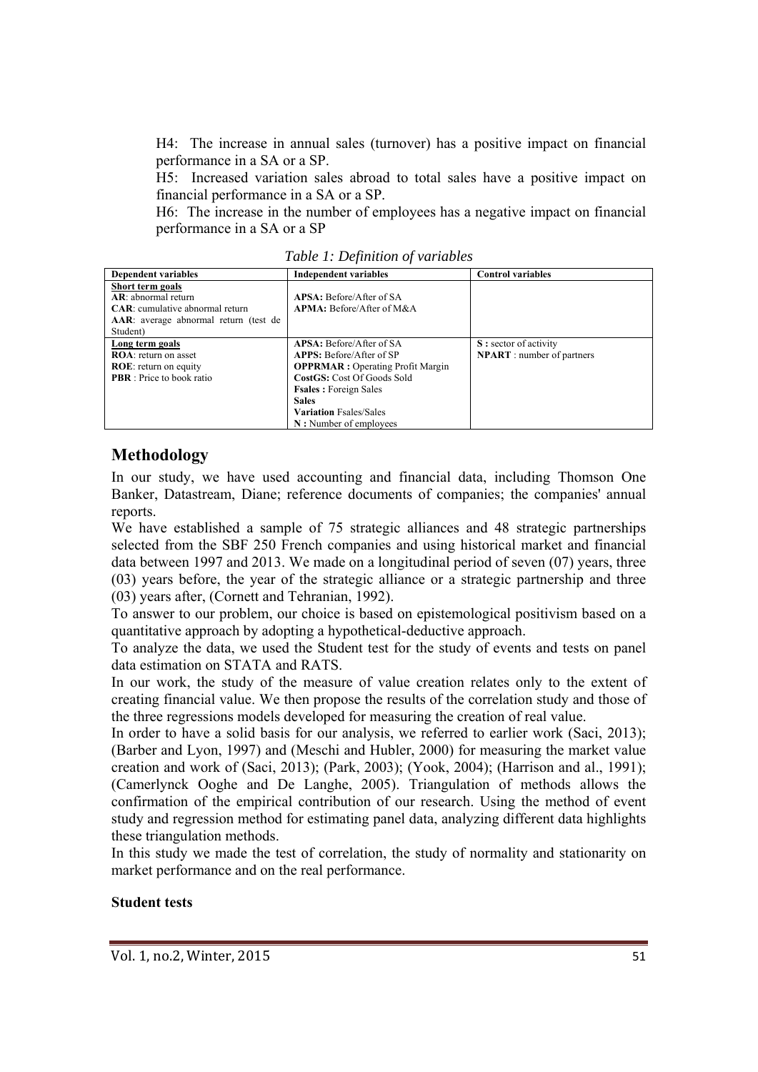H4: The increase in annual sales (turnover) has a positive impact on financial performance in a SA or a SP.

H5: Increased variation sales abroad to total sales have a positive impact on financial performance in a SA or a SP.

H6: The increase in the number of employees has a negative impact on financial performance in a SA or a SP

*Table 1: Definition of variables*

| Dependent variables | Independent variables | Control variables |
|---|---|---|
| <u>**Short term goals**</u><br>**AR**: abnormal return<br>**CAR**: cumulative abnormal return<br>**AAR**: average abnormal return (test de Student) | **APSA:** Before/After of SA<br>**APMA:** Before/After of M&A | |
| <u>**Long term goals**</u><br>**ROA**: return on asset<br>**ROE**: return on equity<br>**PBR** : Price to book ratio | **APSA:** Before/After of SA<br>**APPS:** Before/After of SP<br>**OPPRMAR :** Operating Profit Margin<br>**CostGS:** Cost Of Goods Sold<br>**Fsales :** Foreign Sales<br>**Sales**<br>**Variation** Fsales/Sales<br>**N :** Number of employees | **S :** sector of activity<br>**NPART** : number of partners |

## Methodology

In our study, we have used accounting and financial data, including Thomson One Banker, Datastream, Diane; reference documents of companies; the companies' annual reports.

We have established a sample of 75 strategic alliances and 48 strategic partnerships selected from the SBF 250 French companies and using historical market and financial data between 1997 and 2013. We made on a longitudinal period of seven (07) years, three (03) years before, the year of the strategic alliance or a strategic partnership and three (03) years after, (Cornett and Tehranian, 1992).

To answer to our problem, our choice is based on epistemological positivism based on a quantitative approach by adopting a hypothetical-deductive approach.

To analyze the data, we used the Student test for the study of events and tests on panel data estimation on STATA and RATS.

In our work, the study of the measure of value creation relates only to the extent of creating financial value. We then propose the results of the correlation study and those of the three regressions models developed for measuring the creation of real value.

In order to have a solid basis for our analysis, we referred to earlier work (Saci, 2013); (Barber and Lyon, 1997) and (Meschi and Hubler, 2000) for measuring the market value creation and work of (Saci, 2013); (Park, 2003); (Yook, 2004); (Harrison and al., 1991); (Camerlynck Ooghe and De Langhe, 2005). Triangulation of methods allows the confirmation of the empirical contribution of our research. Using the method of event study and regression method for estimating panel data, analyzing different data highlights these triangulation methods.

In this study we made the test of correlation, the study of normality and stationarity on market performance and on the real performance.

**Student tests**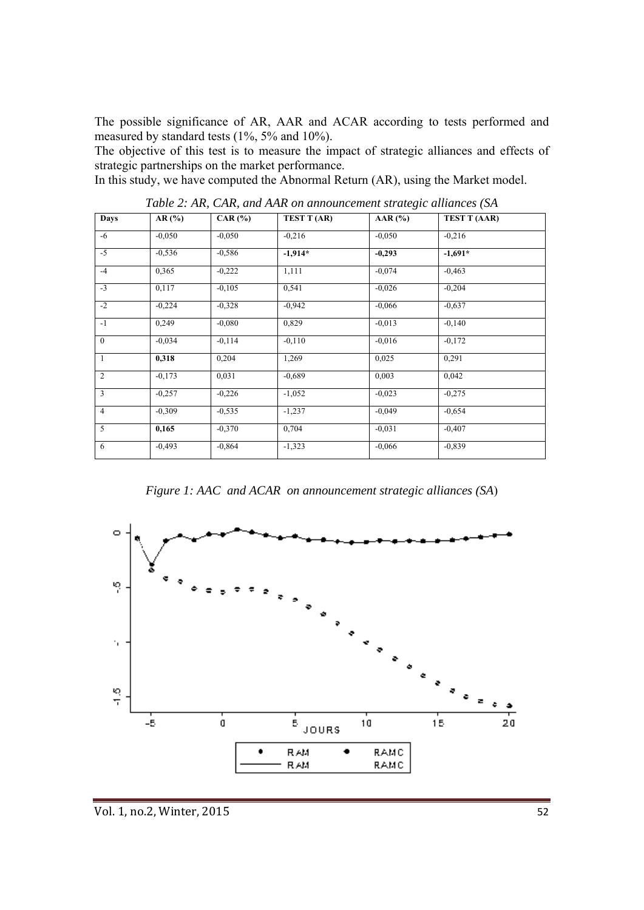The possible significance of AR, AAR and ACAR according to tests performed and measured by standard tests (1%, 5% and 10%).

The objective of this test is to measure the impact of strategic alliances and effects of strategic partnerships on the market performance.

In this study, we have computed the Abnormal Return (AR), using the Market model.

*Table 2: AR, CAR, and AAR on announcement strategic alliances (SA*

| Days | AR (%) | CAR (%) | TEST T (AR) | AAR (%) | TEST T (AAR) |
|---|---|---|---|---|---|
| -6 | -0,050 | -0,050 | -0,216 | -0,050 | -0,216 |
| -5 | -0,536 | -0,586 | **-1,914*** | **-0,293** | **-1,691*** |
| -4 | 0,365 | -0,222 | 1,111 | -0,074 | -0,463 |
| -3 | 0,117 | -0,105 | 0,541 | -0,026 | -0,204 |
| -2 | -0,224 | -0,328 | -0,942 | -0,066 | -0,637 |
| -1 | 0,249 | -0,080 | 0,829 | -0,013 | -0,140 |
| 0 | -0,034 | -0,114 | -0,110 | -0,016 | -0,172 |
| 1 | **0,318** | 0,204 | 1,269 | 0,025 | 0,291 |
| 2 | -0,173 | 0,031 | -0,689 | 0,003 | 0,042 |
| 3 | -0,257 | -0,226 | -1,052 | -0,023 | -0,275 |
| 4 | -0,309 | -0,535 | -1,237 | -0,049 | -0,654 |
| 5 | **0,165** | -0,370 | 0,704 | -0,031 | -0,407 |
| 6 | -0,493 | -0,864 | -1,323 | -0,066 | -0,839 |

*Figure 1: AAC and ACAR on announcement strategic alliances (SA)*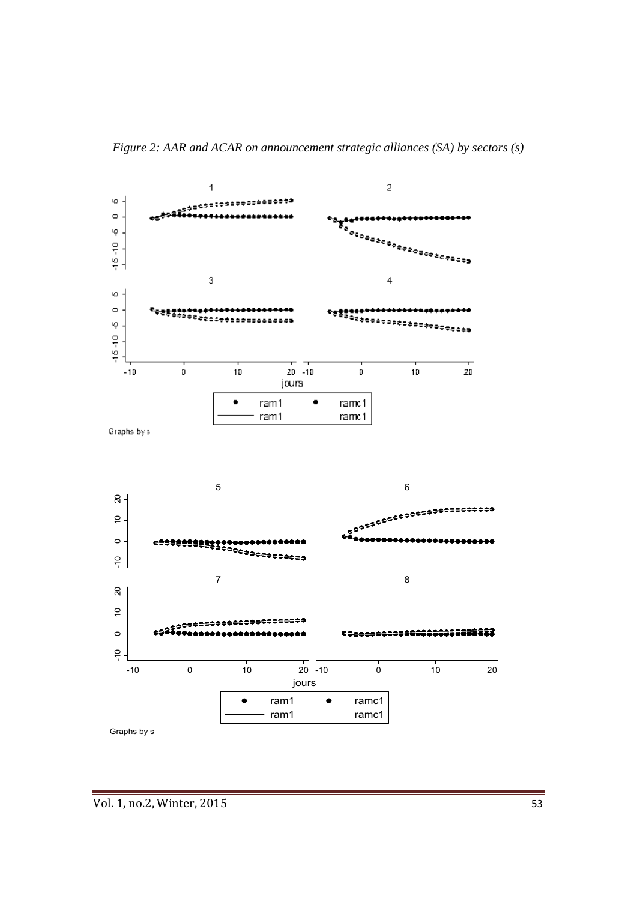*Figure 2: AAR and ACAR on announcement strategic alliances (SA) by sectors (s)*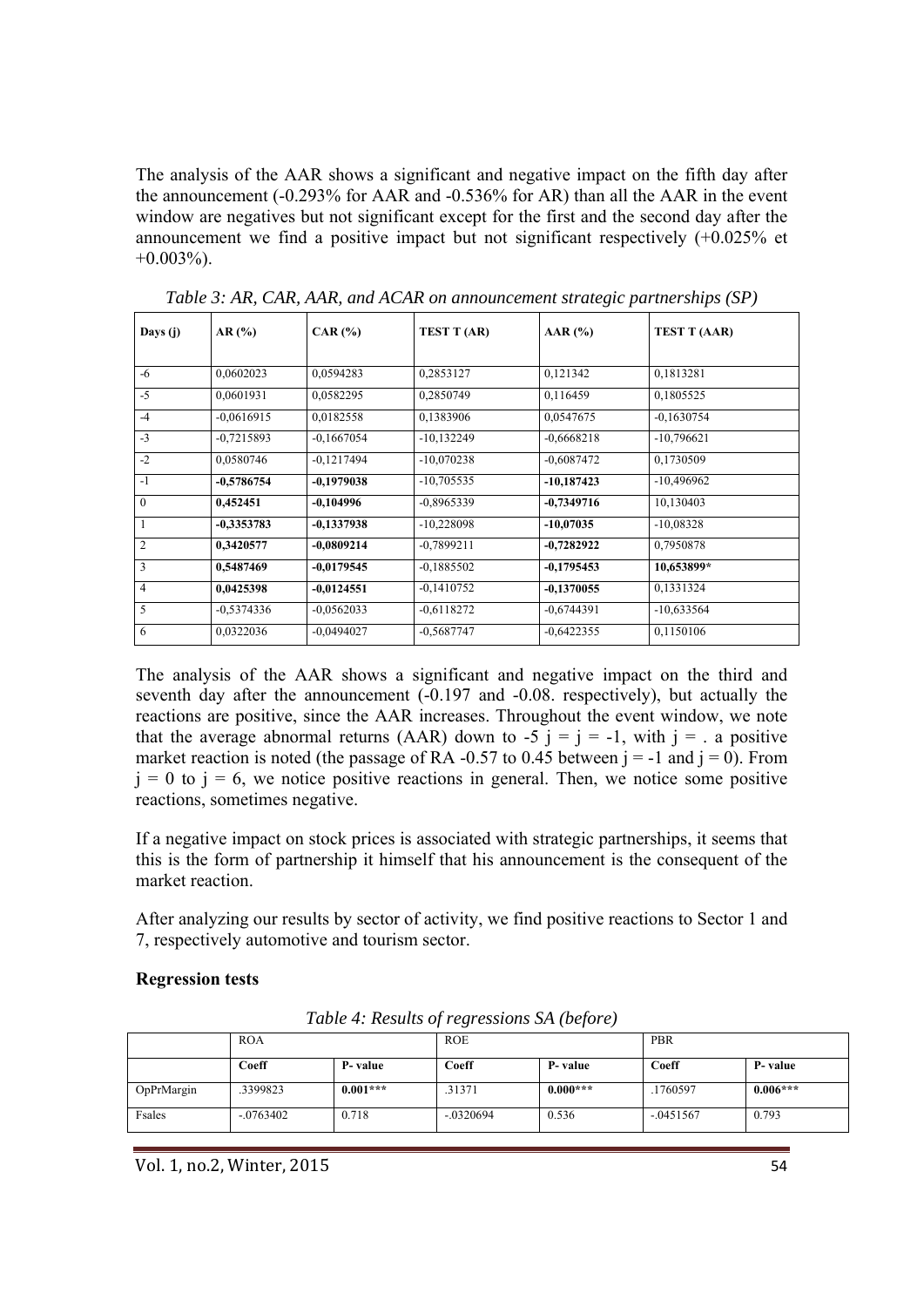The analysis of the AAR shows a significant and negative impact on the fifth day after the announcement (-0.293% for AAR and -0.536% for AR) than all the AAR in the event window are negatives but not significant except for the first and the second day after the announcement we find a positive impact but not significant respectively (+0.025% et +0.003%).

*Table 3: AR, CAR, AAR, and ACAR on announcement strategic partnerships (SP)*

| Days (j) | AR (%) | CAR (%) | TEST T (AR) | AAR (%) | TEST T (AAR) |
|---|---|---|---|---|---|
| -6 | 0,0602023 | 0,0594283 | 0,2853127 | 0,121342 | 0,1813281 |
| -5 | 0,0601931 | 0,0582295 | 0,2850749 | 0,116459 | 0,1805525 |
| -4 | -0,0616915 | 0,0182558 | 0,1383906 | 0,0547675 | -0,1630754 |
| -3 | -0,7215893 | -0,1667054 | -10,132249 | -0,6668218 | -10,796621 |
| -2 | 0,0580746 | -0,1217494 | -10,070238 | -0,6087472 | 0,1730509 |
| -1 | **-0,5786754** | **-0,1979038** | -10,705535 | **-10,187423** | -10,496962 |
| 0 | **0,452451** | **-0,104996** | -0,8965339 | **-0,7349716** | 10,130403 |
| 1 | **-0,3353783** | **-0,1337938** | -10,228098 | **-10,07035** | -10,08328 |
| 2 | **0,3420577** | **-0,0809214** | -0,7899211 | **-0,7282922** | 0,7950878 |
| 3 | **0,5487469** | **-0,0179545** | -0,1885502 | **-0,1795453** | **10,653899*** |
| 4 | **0,0425398** | **-0,0124551** | -0,1410752 | **-0,1370055** | 0,1331324 |
| 5 | -0,5374336 | -0,0562033 | -0,6118272 | -0,6744391 | -10,633564 |
| 6 | 0,0322036 | -0,0494027 | -0,5687747 | -0,6422355 | 0,1150106 |

The analysis of the AAR shows a significant and negative impact on the third and seventh day after the announcement (-0.197 and -0.08. respectively), but actually the reactions are positive, since the AAR increases. Throughout the event window, we note that the average abnormal returns (AAR) down to -5 j = j = -1, with j = . a positive market reaction is noted (the passage of RA -0.57 to 0.45 between j = -1 and j = 0). From j = 0 to j = 6, we notice positive reactions in general. Then, we notice some positive reactions, sometimes negative.

If a negative impact on stock prices is associated with strategic partnerships, it seems that this is the form of partnership it himself that his announcement is the consequent of the market reaction.

After analyzing our results by sector of activity, we find positive reactions to Sector 1 and 7, respectively automotive and tourism sector.

**Regression tests**

*Table 4: Results of regressions SA (before)*

| | ROA | | ROE | | PBR | |
|---|---|---|---|---|---|---|
| | **Coeff** | **P- value** | **Coeff** | **P- value** | **Coeff** | **P- value** |
| OpPrMargin | .3399823 | **0.001*** ** | .31371 | **0.000*** ** | .1760597 | **0.006*** ** |
| Fsales | -.0763402 | 0.718 | -.0320694 | 0.536 | -.0451567 | 0.793 |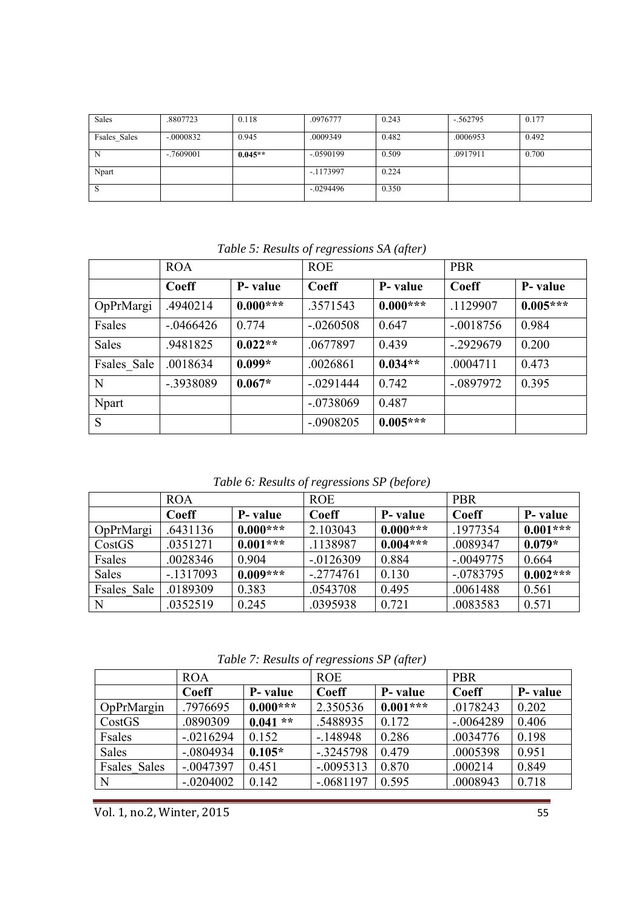| Sales | .8807723 | 0.118 | .0976777 | 0.243 | -.562795 | 0.177 |
|---|---|---|---|---|---|---|
| Fsales_Sales | -.0000832 | 0.945 | .0009349 | 0.482 | .0006953 | 0.492 |
| N | -.7609001 | **0.045****| -.0590199 | 0.509 | .0917911 | 0.700 |
| Npart | | | -.1173997 | 0.224 | | |
| S | | | -.0294496 | 0.350 | | |

*Table 5: Results of regressions SA (after)*

| | ROA | | ROE | | PBR | |
|---|---|---|---|---|---|---|
| | **Coeff** | **P- value** | **Coeff** | **P- value** | **Coeff** | **P- value** |
| OpPrMargi | .4940214 | **0.000*****| .3571543 | **0.000*****| .1129907 | **0.005*****|
| Fsales | -.0466426 | 0.774 | -.0260508 | 0.647 | -.0018756 | 0.984 |
| Sales | .9481825 | **0.022****| .0677897 | 0.439 | -.2929679 | 0.200 |
| Fsales_Sale | .0018634 | **0.099***| .0026861 | **0.034****| .0004711 | 0.473 |
| N | -.3938089 | **0.067***| -.0291444 | 0.742 | -.0897972 | 0.395 |
| Npart | | | -.0738069 | 0.487 | | |
| S | | | -.0908205 | **0.005*****| | |

*Table 6: Results of regressions SP (before)*

| | ROA | | ROE | | PBR | |
|---|---|---|---|---|---|---|
| | **Coeff** | **P- value** | **Coeff** | **P- value** | **Coeff** | **P- value** |
| OpPrMargi | .6431136 | **0.000*****| 2.103043 | **0.000*****| .1977354 | **0.001*****|
| CostGS | .0351271 | **0.001*****| .1138987 | **0.004*****| .0089347 | **0.079***|
| Fsales | .0028346 | 0.904 | -.0126309 | 0.884 | -.0049775 | 0.664 |
| Sales | -.1317093 | **0.009*****| -.2774761 | 0.130 | -.0783795 | **0.002*****|
| Fsales_Sale | .0189309 | 0.383 | .0543708 | 0.495 | .0061488 | 0.561 |
| N | .0352519 | 0.245 | .0395938 | 0.721 | .0083583 | 0.571 |

*Table 7: Results of regressions SP (after)*

| | ROA | | ROE | | PBR | |
|---|---|---|---|---|---|---|
| | **Coeff** | **P- value** | **Coeff** | **P- value** | **Coeff** | **P- value** |
| OpPrMargin | .7976695 | **0.000*****| 2.350536 | **0.001*****| .0178243 | 0.202 |
| CostGS | .0890309 | **0.041 ****| .5488935 | 0.172 | -.0064289 | 0.406 |
| Fsales | -.0216294 | 0.152 | -.148948 | 0.286 | .0034776 | 0.198 |
| Sales | -.0804934 | **0.105***| -.3245798 | 0.479 | .0005398 | 0.951 |
| Fsales_Sales | -.0047397 | 0.451 | -.0095313 | 0.870 | .000214 | 0.849 |
| N | -.0204002 | 0.142 | -.0681197 | 0.595 | .0008943 | 0.718 |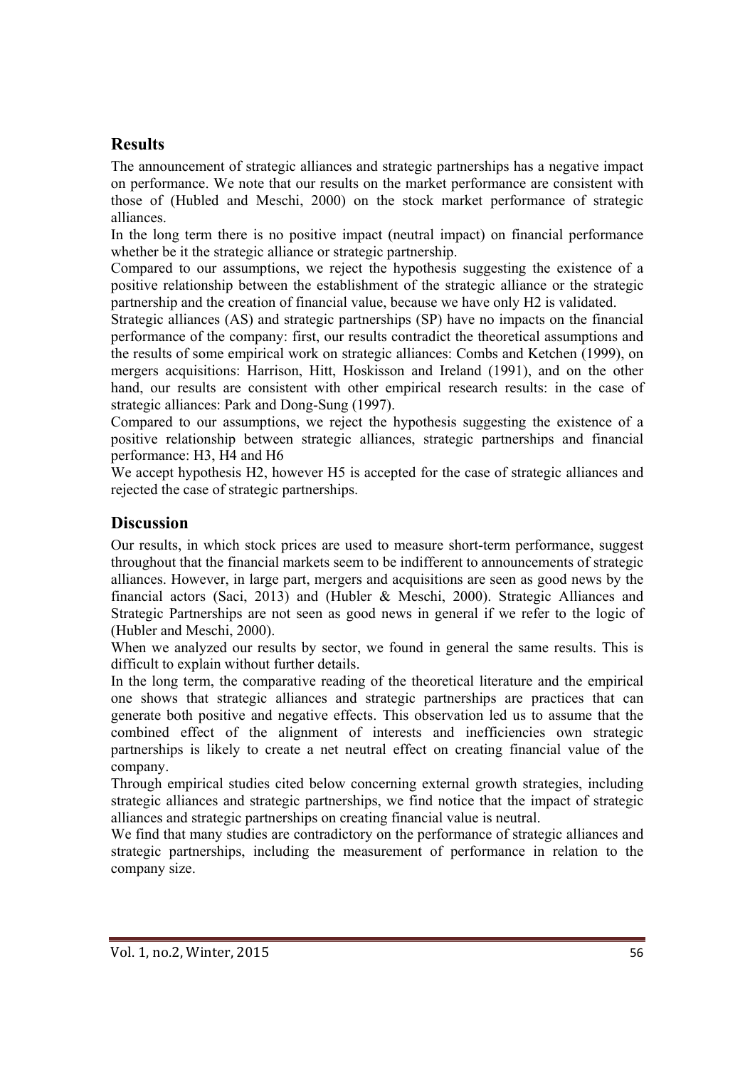## Results

The announcement of strategic alliances and strategic partnerships has a negative impact on performance. We note that our results on the market performance are consistent with those of (Hubled and Meschi, 2000) on the stock market performance of strategic alliances.

In the long term there is no positive impact (neutral impact) on financial performance whether be it the strategic alliance or strategic partnership.

Compared to our assumptions, we reject the hypothesis suggesting the existence of a positive relationship between the establishment of the strategic alliance or the strategic partnership and the creation of financial value, because we have only H2 is validated.

Strategic alliances (AS) and strategic partnerships (SP) have no impacts on the financial performance of the company: first, our results contradict the theoretical assumptions and the results of some empirical work on strategic alliances: Combs and Ketchen (1999), on mergers acquisitions: Harrison, Hitt, Hoskisson and Ireland (1991), and on the other hand, our results are consistent with other empirical research results: in the case of strategic alliances: Park and Dong-Sung (1997).

Compared to our assumptions, we reject the hypothesis suggesting the existence of a positive relationship between strategic alliances, strategic partnerships and financial performance: H3, H4 and H6

We accept hypothesis H2, however H5 is accepted for the case of strategic alliances and rejected the case of strategic partnerships.

## Discussion

Our results, in which stock prices are used to measure short-term performance, suggest throughout that the financial markets seem to be indifferent to announcements of strategic alliances. However, in large part, mergers and acquisitions are seen as good news by the financial actors (Saci, 2013) and (Hubler & Meschi, 2000). Strategic Alliances and Strategic Partnerships are not seen as good news in general if we refer to the logic of (Hubler and Meschi, 2000).

When we analyzed our results by sector, we found in general the same results. This is difficult to explain without further details.

In the long term, the comparative reading of the theoretical literature and the empirical one shows that strategic alliances and strategic partnerships are practices that can generate both positive and negative effects. This observation led us to assume that the combined effect of the alignment of interests and inefficiencies own strategic partnerships is likely to create a net neutral effect on creating financial value of the company.

Through empirical studies cited below concerning external growth strategies, including strategic alliances and strategic partnerships, we find notice that the impact of strategic alliances and strategic partnerships on creating financial value is neutral.

We find that many studies are contradictory on the performance of strategic alliances and strategic partnerships, including the measurement of performance in relation to the company size.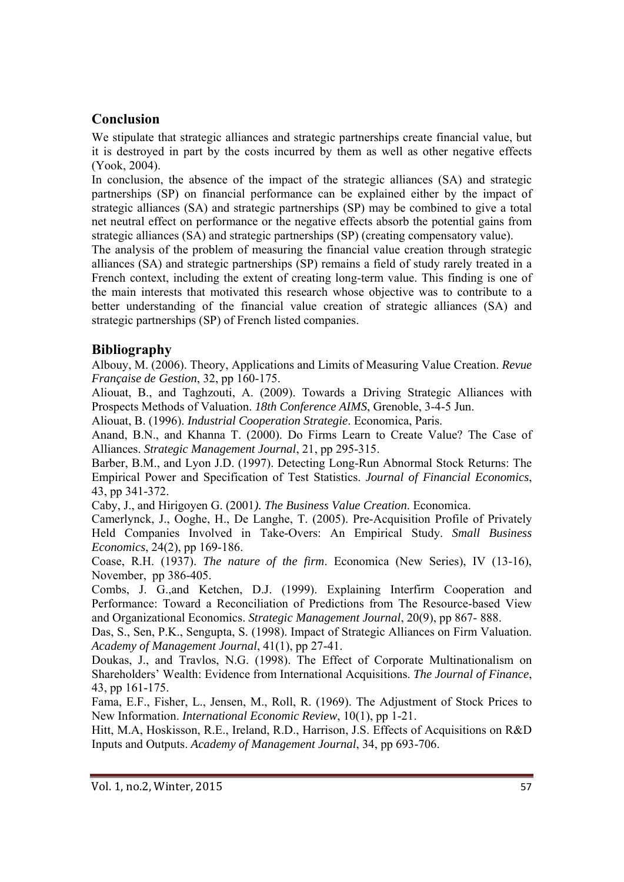## Conclusion

We stipulate that strategic alliances and strategic partnerships create financial value, but it is destroyed in part by the costs incurred by them as well as other negative effects (Yook, 2004).

In conclusion, the absence of the impact of the strategic alliances (SA) and strategic partnerships (SP) on financial performance can be explained either by the impact of strategic alliances (SA) and strategic partnerships (SP) may be combined to give a total net neutral effect on performance or the negative effects absorb the potential gains from strategic alliances (SA) and strategic partnerships (SP) (creating compensatory value).

The analysis of the problem of measuring the financial value creation through strategic alliances (SA) and strategic partnerships (SP) remains a field of study rarely treated in a French context, including the extent of creating long-term value. This finding is one of the main interests that motivated this research whose objective was to contribute to a better understanding of the financial value creation of strategic alliances (SA) and strategic partnerships (SP) of French listed companies.

## Bibliography

Albouy, M. (2006). Theory, Applications and Limits of Measuring Value Creation. *Revue Française de Gestion*, 32, pp 160-175.

Aliouat, B., and Taghzouti, A. (2009). Towards a Driving Strategic Alliances with Prospects Methods of Valuation. *18th Conference AIMS*, Grenoble, 3-4-5 Jun.

Aliouat, B. (1996). *Industrial Cooperation Strategie*. Economica, Paris.

Anand, B.N., and Khanna T. (2000). Do Firms Learn to Create Value? The Case of Alliances. *Strategic Management Journal*, 21, pp 295-315.

Barber, B.M., and Lyon J.D. (1997). Detecting Long-Run Abnormal Stock Returns: The Empirical Power and Specification of Test Statistics. *Journal of Financial Economics*, 43, pp 341-372.

Caby, J., and Hirigoyen G. (2001*). The Business Value Creation*. Economica.

Camerlynck, J., Ooghe, H., De Langhe, T. (2005). Pre-Acquisition Profile of Privately Held Companies Involved in Take-Overs: An Empirical Study. *Small Business Economics*, 24(2), pp 169-186.

Coase, R.H. (1937). *The nature of the firm*. Economica (New Series), IV (13-16), November, pp 386-405.

Combs, J. G.,and Ketchen, D.J. (1999). Explaining Interfirm Cooperation and Performance: Toward a Reconciliation of Predictions from The Resource-based View and Organizational Economics. *Strategic Management Journal*, 20(9), pp 867- 888.

Das, S., Sen, P.K., Sengupta, S. (1998). Impact of Strategic Alliances on Firm Valuation. *Academy of Management Journal*, 41(1), pp 27-41.

Doukas, J., and Travlos, N.G. (1998). The Effect of Corporate Multinationalism on Shareholders' Wealth: Evidence from International Acquisitions. *The Journal of Finance*, 43, pp 161-175.

Fama, E.F., Fisher, L., Jensen, M., Roll, R. (1969). The Adjustment of Stock Prices to New Information. *International Economic Review*, 10(1), pp 1-21.

Hitt, M.A, Hoskisson, R.E., Ireland, R.D., Harrison, J.S. Effects of Acquisitions on R&D Inputs and Outputs. *Academy of Management Journal*, 34, pp 693-706.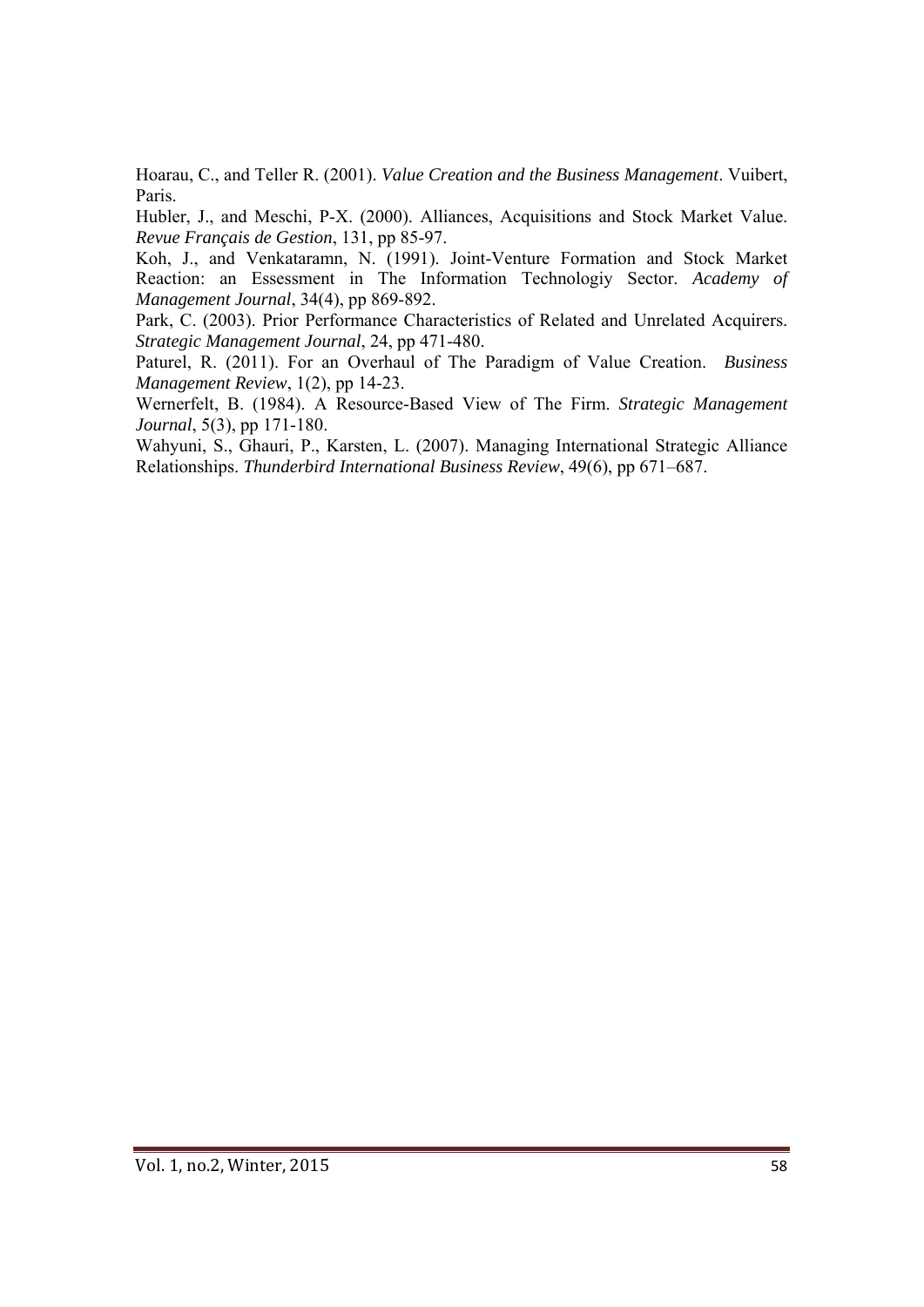Hoarau, C., and Teller R. (2001). *Value Creation and the Business Management*. Vuibert, Paris.

Hubler, J., and Meschi, P-X. (2000). Alliances, Acquisitions and Stock Market Value. *Revue Français de Gestion*, 131, pp 85-97.

Koh, J., and Venkataramn, N. (1991). Joint-Venture Formation and Stock Market Reaction: an Essessment in The Information Technologiy Sector. *Academy of Management Journal*, 34(4), pp 869-892.

Park, C. (2003). Prior Performance Characteristics of Related and Unrelated Acquirers. *Strategic Management Journal*, 24, pp 471-480.

Paturel, R. (2011). For an Overhaul of The Paradigm of Value Creation. *Business Management Review*, 1(2), pp 14-23.

Wernerfelt, B. (1984). A Resource-Based View of The Firm. *Strategic Management Journal*, 5(3), pp 171-180.

Wahyuni, S., Ghauri, P., Karsten, L. (2007). Managing International Strategic Alliance Relationships. *Thunderbird International Business Review*, 49(6), pp 671–687.